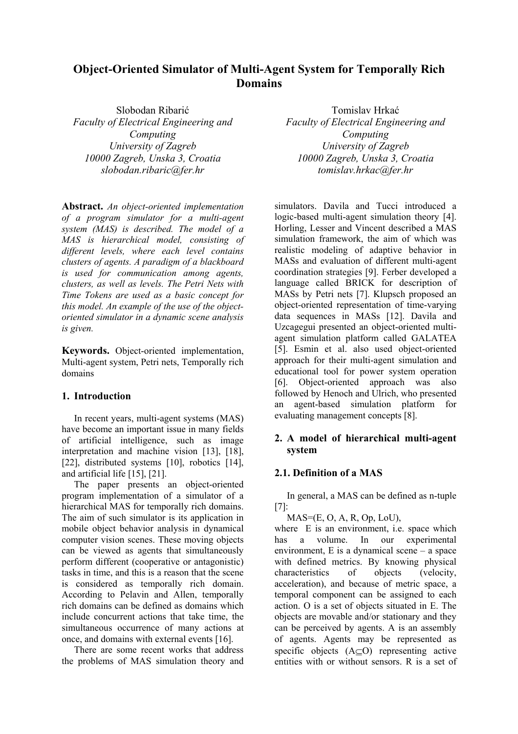# Object-Oriented Simulator of Multi-Agent System for Temporally Rich Domains

Slobodan Ribarić
*Faculty of Electrical Engineering and Computing*
*University of Zagreb*
*10000 Zagreb, Unska 3, Croatia*
*slobodan.ribaric@fer.hr*

Tomislav Hrkać
*Faculty of Electrical Engineering and Computing*
*University of Zagreb*
*10000 Zagreb, Unska 3, Croatia*
*tomislav.hrkac@fer.hr*

**Abstract.** *An object-oriented implementation of a program simulator for a multi-agent system (MAS) is described. The model of a MAS is hierarchical model, consisting of different levels, where each level contains clusters of agents. A paradigm of a blackboard is used for communication among agents, clusters, as well as levels. The Petri Nets with Time Tokens are used as a basic concept for this model. An example of the use of the object-oriented simulator in a dynamic scene analysis is given.*

**Keywords.** Object-oriented implementation, Multi-agent system, Petri nets, Temporally rich domains

## 1. Introduction

In recent years, multi-agent systems (MAS) have become an important issue in many fields of artificial intelligence, such as image interpretation and machine vision [13], [18], [22], distributed systems [10], robotics [14], and artificial life [15], [21].

The paper presents an object-oriented program implementation of a simulator of a hierarchical MAS for temporally rich domains. The aim of such simulator is its application in mobile object behavior analysis in dynamical computer vision scenes. These moving objects can be viewed as agents that simultaneously perform different (cooperative or antagonistic) tasks in time, and this is a reason that the scene is considered as temporally rich domain. According to Pelavin and Allen, temporally rich domains can be defined as domains which include concurrent actions that take time, the simultaneous occurrence of many actions at once, and domains with external events [16].

There are some recent works that address the problems of MAS simulation theory and simulators. Davila and Tucci introduced a logic-based multi-agent simulation theory [4]. Horling, Lesser and Vincent described a MAS simulation framework, the aim of which was realistic modeling of adaptive behavior in MASs and evaluation of different multi-agent coordination strategies [9]. Ferber developed a language called BRICK for description of MASs by Petri nets [7]. Klupsch proposed an object-oriented representation of time-varying data sequences in MASs [12]. Davila and Uzcagegui presented an object-oriented multi-agent simulation platform called GALATEA [5]. Esmin et al. also used object-oriented approach for their multi-agent simulation and educational tool for power system operation [6]. Object-oriented approach was also followed by Henoch and Ulrich, who presented an agent-based simulation platform for evaluating management concepts [8].

## 2. A model of hierarchical multi-agent system

### 2.1. Definition of a MAS

In general, a MAS can be defined as n-tuple [7]:

MAS=(E, O, A, R, Op, LoU),

where E is an environment, i.e. space which has a volume. In our experimental environment, E is a dynamical scene – a space with defined metrics. By knowing physical characteristics of objects (velocity, acceleration), and because of metric space, a temporal component can be assigned to each action. O is a set of objects situated in E. The objects are movable and/or stationary and they can be perceived by agents. A is an assembly of agents. Agents may be represented as specific objects ($A \subseteq O$) representing active entities with or without sensors. R is a set of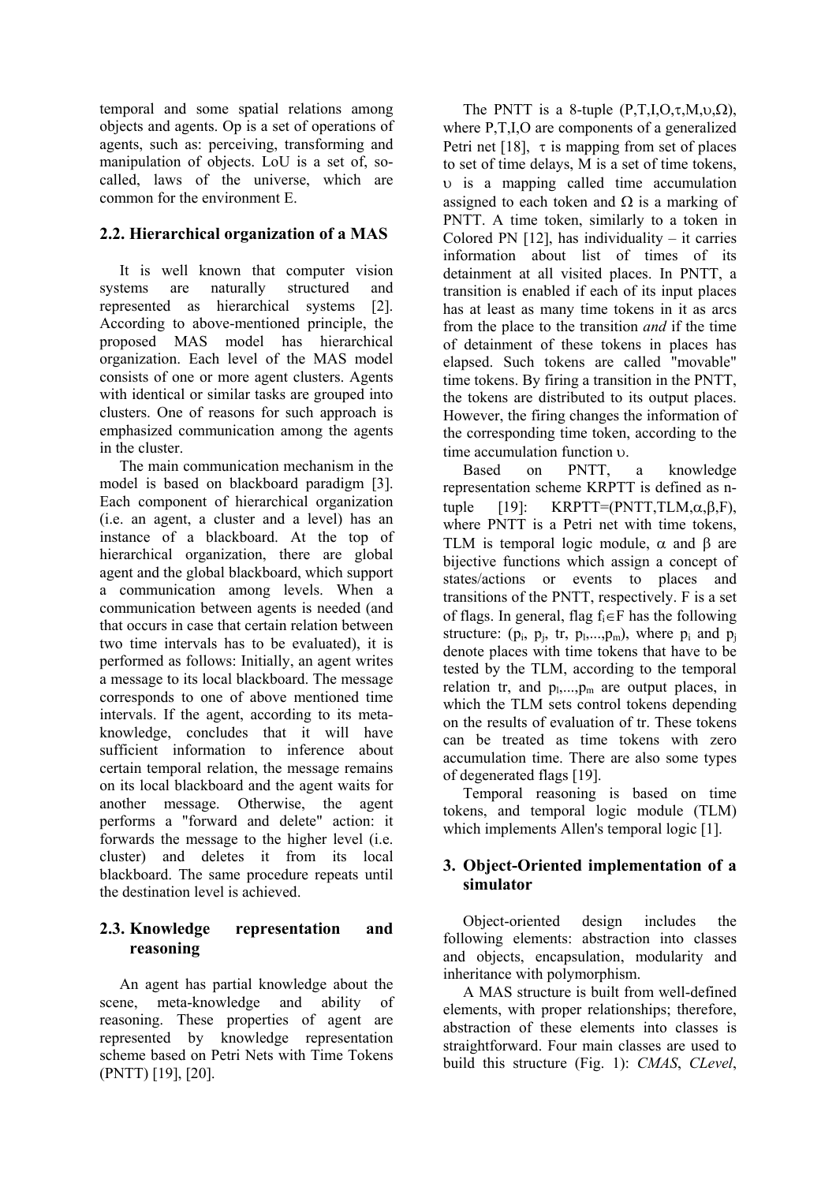temporal and some spatial relations among objects and agents. Op is a set of operations of agents, such as: perceiving, transforming and manipulation of objects. LoU is a set of, so-called, laws of the universe, which are common for the environment E.

## 2.2. Hierarchical organization of a MAS

It is well known that computer vision systems are naturally structured and represented as hierarchical systems [2]. According to above-mentioned principle, the proposed MAS model has hierarchical organization. Each level of the MAS model consists of one or more agent clusters. Agents with identical or similar tasks are grouped into clusters. One of reasons for such approach is emphasized communication among the agents in the cluster.

The main communication mechanism in the model is based on blackboard paradigm [3]. Each component of hierarchical organization (i.e. an agent, a cluster and a level) has an instance of a blackboard. At the top of hierarchical organization, there are global agent and the global blackboard, which support a communication among levels. When a communication between agents is needed (and that occurs in case that certain relation between two time intervals has to be evaluated), it is performed as follows: Initially, an agent writes a message to its local blackboard. The message corresponds to one of above mentioned time intervals. If the agent, according to its meta-knowledge, concludes that it will have sufficient information to inference about certain temporal relation, the message remains on its local blackboard and the agent waits for another message. Otherwise, the agent performs a "forward and delete" action: it forwards the message to the higher level (i.e. cluster) and deletes it from its local blackboard. The same procedure repeats until the destination level is achieved.

## 2.3. Knowledge representation and reasoning

An agent has partial knowledge about the scene, meta-knowledge and ability of reasoning. These properties of agent are represented by knowledge representation scheme based on Petri Nets with Time Tokens (PNTT) [19], [20].

The PNTT is a 8-tuple $(P,T,I,O,\tau,M,\upsilon,\Omega)$, where P,T,I,O are components of a generalized Petri net [18], $\tau$ is mapping from set of places to set of time delays, M is a set of time tokens, $\upsilon$ is a mapping called time accumulation assigned to each token and $\Omega$ is a marking of PNTT. A time token, similarly to a token in Colored PN [12], has individuality – it carries information about list of times of its detainment at all visited places. In PNTT, a transition is enabled if each of its input places has at least as many time tokens in it as arcs from the place to the transition *and* if the time of detainment of these tokens in places has elapsed. Such tokens are called "movable" time tokens. By firing a transition in the PNTT, the tokens are distributed to its output places. However, the firing changes the information of the corresponding time token, according to the time accumulation function $\upsilon$.

Based on PNTT, a knowledge representation scheme KRPTT is defined as n-tuple [19]: $KRPTT=(PNTT,TLM,\alpha,\beta,F)$, where PNTT is a Petri net with time tokens, TLM is temporal logic module, $\alpha$ and $\beta$ are bijective functions which assign a concept of states/actions or events to places and transitions of the PNTT, respectively. F is a set of flags. In general, flag $f_i \in F$ has the following structure: $(p_i, p_j, tr, p_l,...,p_m)$, where $p_i$ and $p_j$ denote places with time tokens that have to be tested by the TLM, according to the temporal relation tr, and $p_l,...,p_m$ are output places, in which the TLM sets control tokens depending on the results of evaluation of tr. These tokens can be treated as time tokens with zero accumulation time. There are also some types of degenerated flags [19].

Temporal reasoning is based on time tokens, and temporal logic module (TLM) which implements Allen's temporal logic [1].

# 3. Object-Oriented implementation of a simulator

Object-oriented design includes the following elements: abstraction into classes and objects, encapsulation, modularity and inheritance with polymorphism.

A MAS structure is built from well-defined elements, with proper relationships; therefore, abstraction of these elements into classes is straightforward. Four main classes are used to build this structure (Fig. 1): *CMAS*, *CLevel*,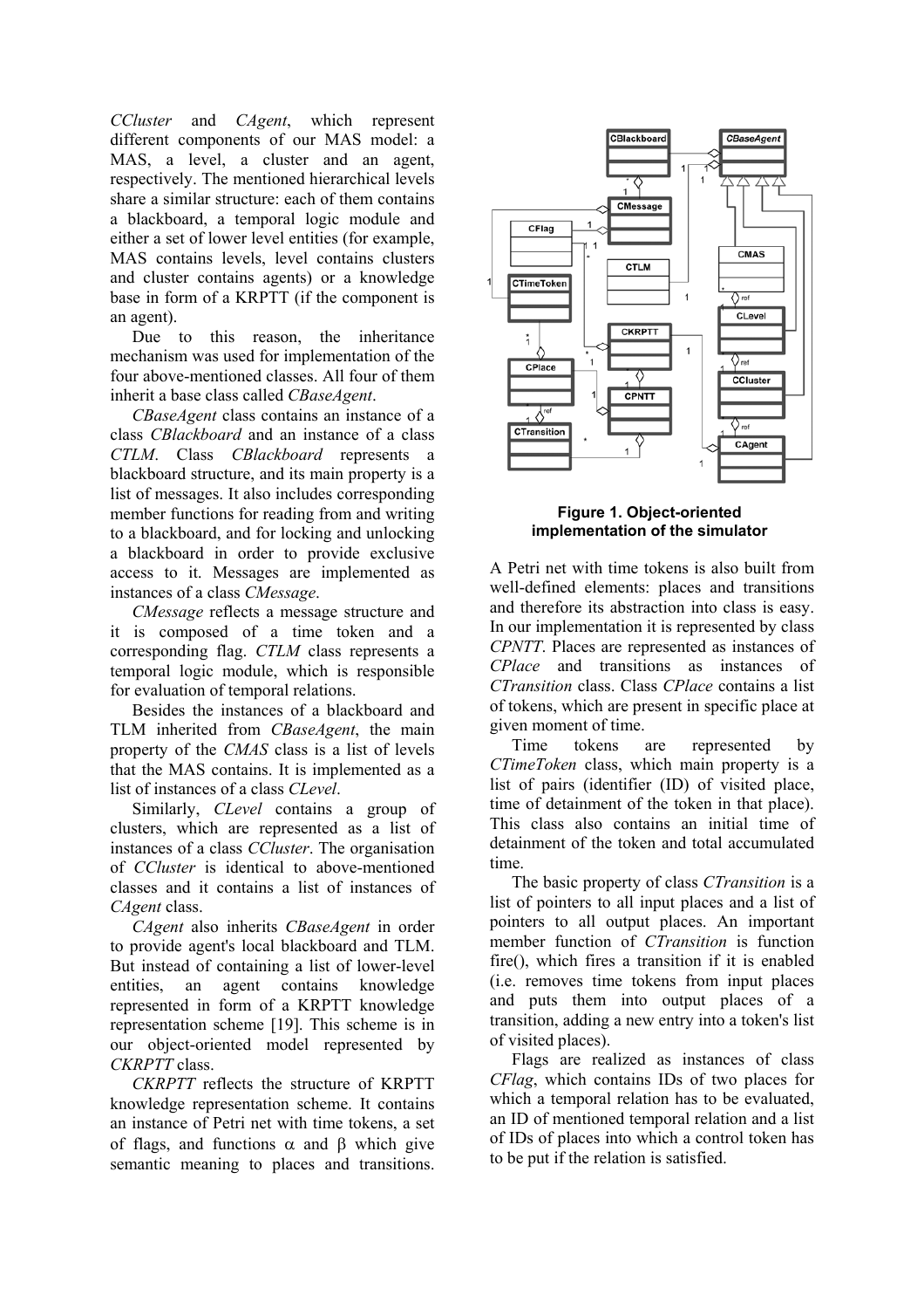*CCluster* and *CAgent*, which represent different components of our MAS model: a MAS, a level, a cluster and an agent, respectively. The mentioned hierarchical levels share a similar structure: each of them contains a blackboard, a temporal logic module and either a set of lower level entities (for example, MAS contains levels, level contains clusters and cluster contains agents) or a knowledge base in form of a KRPTT (if the component is an agent).

Due to this reason, the inheritance mechanism was used for implementation of the four above-mentioned classes. All four of them inherit a base class called *CBaseAgent*.

*CBaseAgent* class contains an instance of a class *CBlackboard* and an instance of a class *CTLM*. Class *CBlackboard* represents a blackboard structure, and its main property is a list of messages. It also includes corresponding member functions for reading from and writing to a blackboard, and for locking and unlocking a blackboard in order to provide exclusive access to it. Messages are implemented as instances of a class *CMessage*.

*CMessage* reflects a message structure and it is composed of a time token and a corresponding flag. *CTLM* class represents a temporal logic module, which is responsible for evaluation of temporal relations.

Besides the instances of a blackboard and TLM inherited from *CBaseAgent*, the main property of the *CMAS* class is a list of levels that the MAS contains. It is implemented as a list of instances of a class *CLevel*.

Similarly, *CLevel* contains a group of clusters, which are represented as a list of instances of a class *CCluster*. The organisation of *CCluster* is identical to above-mentioned classes and it contains a list of instances of *CAgent* class.

*CAgent* also inherits *CBaseAgent* in order to provide agent's local blackboard and TLM. But instead of containing a list of lower-level entities, an agent contains knowledge represented in form of a KRPTT knowledge representation scheme [19]. This scheme is in our object-oriented model represented by *CKRPTT* class.

*CKRPTT* reflects the structure of KRPTT knowledge representation scheme. It contains an instance of Petri net with time tokens, a set of flags, and functions $\alpha$ and $\beta$ which give semantic meaning to places and transitions.

**Figure 1. Object-oriented implementation of the simulator**

A Petri net with time tokens is also built from well-defined elements: places and transitions and therefore its abstraction into class is easy. In our implementation it is represented by class *CPNTT*. Places are represented as instances of *CPlace* and transitions as instances of *CTransition* class. Class *CPlace* contains a list of tokens, which are present in specific place at given moment of time.

Time tokens are represented by *CTimeToken* class, which main property is a list of pairs (identifier (ID) of visited place, time of detainment of the token in that place). This class also contains an initial time of detainment of the token and total accumulated time.

The basic property of class *CTransition* is a list of pointers to all input places and a list of pointers to all output places. An important member function of *CTransition* is function fire(), which fires a transition if it is enabled (i.e. removes time tokens from input places and puts them into output places of a transition, adding a new entry into a token's list of visited places).

Flags are realized as instances of class *CFlag*, which contains IDs of two places for which a temporal relation has to be evaluated, an ID of mentioned temporal relation and a list of IDs of places into which a control token has to be put if the relation is satisfied.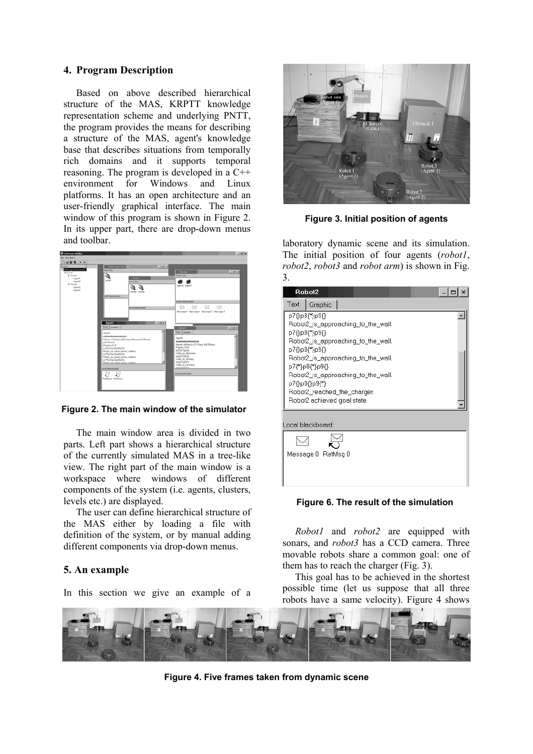## 4. Program Description

Based on above described hierarchical structure of the MAS, KRPTT knowledge representation scheme and underlying PNTT, the program provides the means for describing a structure of the MAS, agent's knowledge base that describes situations from temporally rich domains and it supports temporal reasoning. The program is developed in a C++ environment for Windows and Linux platforms. It has an open architecture and an user-friendly graphical interface. The main window of this program is shown in Figure 2. In its upper part, there are drop-down menus and toolbar.

**Figure 2. The main window of the simulator**

The main window area is divided in two parts. Left part shows a hierarchical structure of the currently simulated MAS in a tree-like view. The right part of the main window is a workspace where windows of different components of the system (i.e. agents, clusters, levels etc.) are displayed.

The user can define hierarchical structure of the MAS either by loading a file with definition of the system, or by manual adding different components via drop-down menus.

## 5. An example

In this section we give an example of a laboratory dynamic scene and its simulation. The initial position of four agents (*robot1*, *robot2*, *robot3* and *robot arm*) is shown in Fig. 3.

**Figure 3. Initial position of agents**

**Figure 6. The result of the simulation**

*Robot1* and *robot2* are equipped with sonars, and *robot3* has a CCD camera. Three movable robots share a common goal: one of them has to reach the charger (Fig. 3).

This goal has to be achieved in the shortest possible time (let us suppose that all three robots have a same velocity). Figure 4 shows

**Figure 4. Five frames taken from dynamic scene**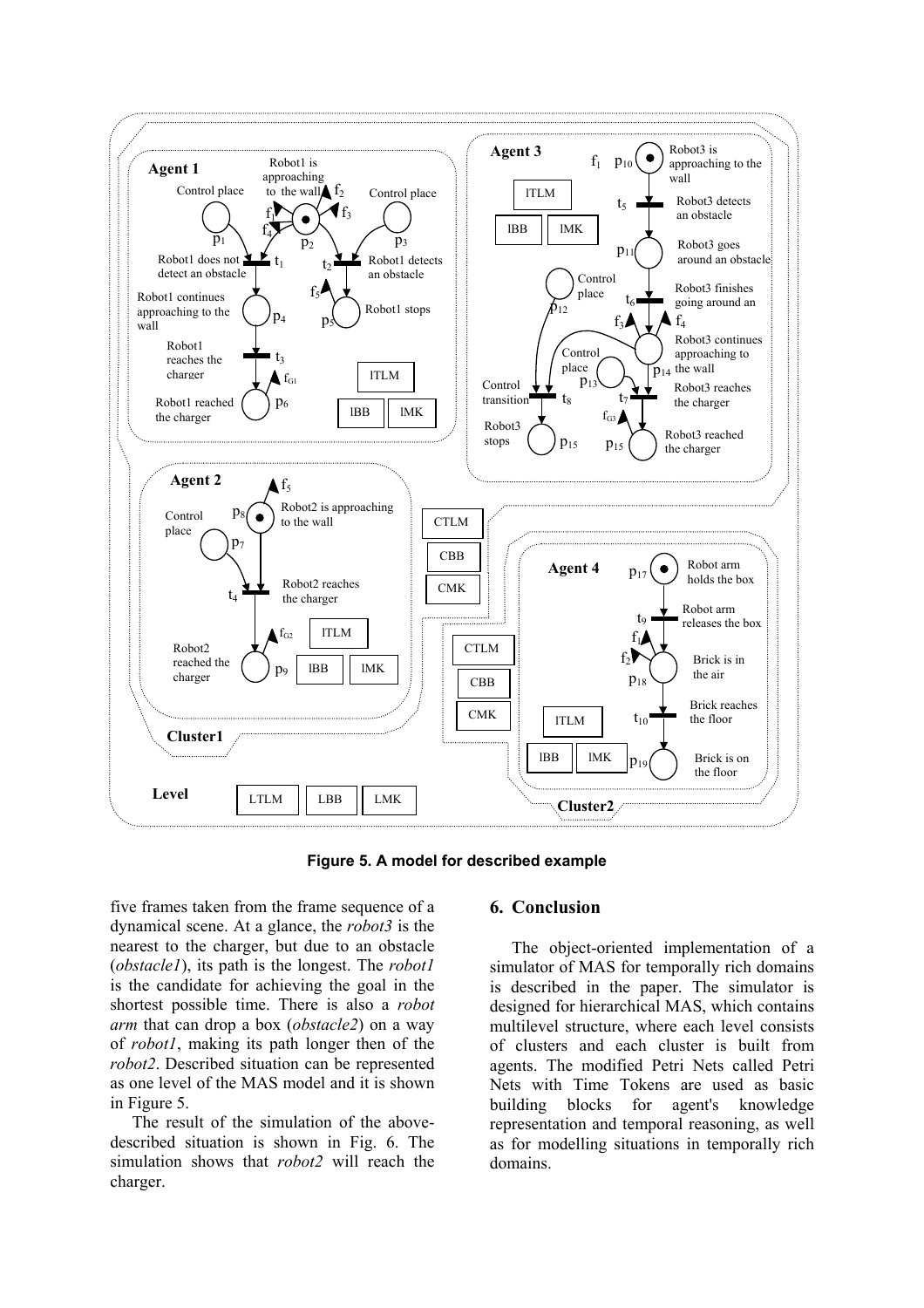**Figure 5. A model for described example**

five frames taken from the frame sequence of a dynamical scene. At a glance, the *robot3* is the nearest to the charger, but due to an obstacle (*obstacle1*), its path is the longest. The *robot1* is the candidate for achieving the goal in the shortest possible time. There is also a *robot arm* that can drop a box (*obstacle2*) on a way of *robot1*, making its path longer then of the *robot2*. Described situation can be represented as one level of the MAS model and it is shown in Figure 5.

The result of the simulation of the above-described situation is shown in Fig. 6. The simulation shows that *robot2* will reach the charger.

## 6. Conclusion

The object-oriented implementation of a simulator of MAS for temporally rich domains is described in the paper. The simulator is designed for hierarchical MAS, which contains multilevel structure, where each level consists of clusters and each cluster is built from agents. The modified Petri Nets called Petri Nets with Time Tokens are used as basic building blocks for agent's knowledge representation and temporal reasoning, as well as for modelling situations in temporally rich domains.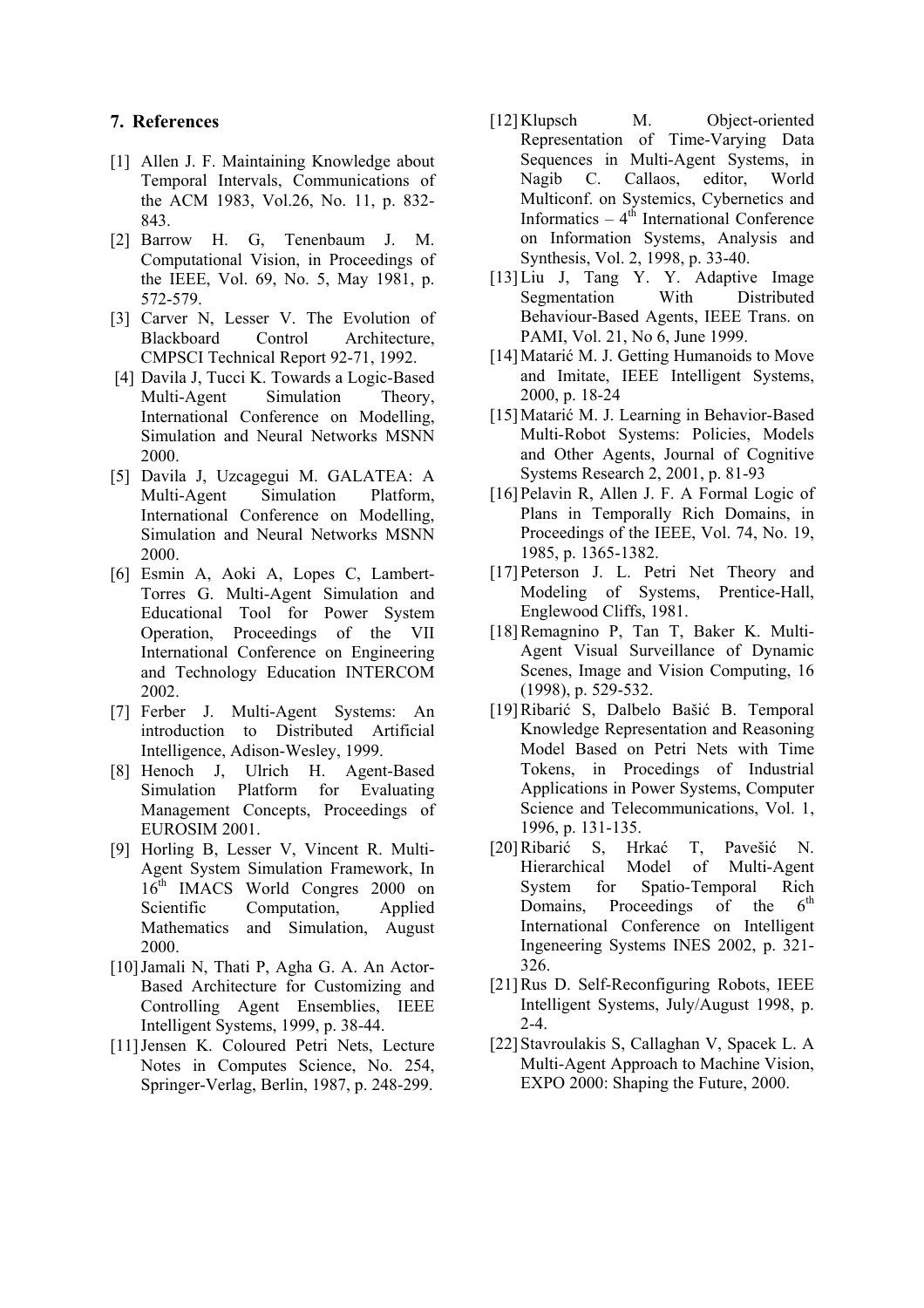## 7. References

[1] Allen J. F. Maintaining Knowledge about Temporal Intervals, Communications of the ACM 1983, Vol.26, No. 11, p. 832-843.

[2] Barrow H. G, Tenenbaum J. M. Computational Vision, in Proceedings of the IEEE, Vol. 69, No. 5, May 1981, p. 572-579.

[3] Carver N, Lesser V. The Evolution of Blackboard Control Architecture, CMPSCI Technical Report 92-71, 1992.

[4] Davila J, Tucci K. Towards a Logic-Based Multi-Agent Simulation Theory, International Conference on Modelling, Simulation and Neural Networks MSNN 2000.

[5] Davila J, Uzcagegui M. GALATEA: A Multi-Agent Simulation Platform, International Conference on Modelling, Simulation and Neural Networks MSNN 2000.

[6] Esmin A, Aoki A, Lopes C, Lambert-Torres G. Multi-Agent Simulation and Educational Tool for Power System Operation, Proceedings of the VII International Conference on Engineering and Technology Education INTERCOM 2002.

[7] Ferber J. Multi-Agent Systems: An introduction to Distributed Artificial Intelligence, Adison-Wesley, 1999.

[8] Henoch J, Ulrich H. Agent-Based Simulation Platform for Evaluating Management Concepts, Proceedings of EUROSIM 2001.

[9] Horling B, Lesser V, Vincent R. Multi-Agent System Simulation Framework, In 16th IMACS World Congres 2000 on Scientific Computation, Applied Mathematics and Simulation, August 2000.

[10] Jamali N, Thati P, Agha G. A. An Actor-Based Architecture for Customizing and Controlling Agent Ensemblies, IEEE Intelligent Systems, 1999, p. 38-44.

[11] Jensen K. Coloured Petri Nets, Lecture Notes in Computes Science, No. 254, Springer-Verlag, Berlin, 1987, p. 248-299.

[12] Klupsch M. Object-oriented Representation of Time-Varying Data Sequences in Multi-Agent Systems, in Nagib C. Callaos, editor, World Multiconf. on Systemics, Cybernetics and Informatics – 4th International Conference on Information Systems, Analysis and Synthesis, Vol. 2, 1998, p. 33-40.

[13] Liu J, Tang Y. Y. Adaptive Image Segmentation With Distributed Behaviour-Based Agents, IEEE Trans. on PAMI, Vol. 21, No 6, June 1999.

[14] Matarić M. J. Getting Humanoids to Move and Imitate, IEEE Intelligent Systems, 2000, p. 18-24

[15] Matarić M. J. Learning in Behavior-Based Multi-Robot Systems: Policies, Models and Other Agents, Journal of Cognitive Systems Research 2, 2001, p. 81-93

[16] Pelavin R, Allen J. F. A Formal Logic of Plans in Temporally Rich Domains, in Proceedings of the IEEE, Vol. 74, No. 19, 1985, p. 1365-1382.

[17] Peterson J. L. Petri Net Theory and Modeling of Systems, Prentice-Hall, Englewood Cliffs, 1981.

[18] Remagnino P, Tan T, Baker K. Multi-Agent Visual Surveillance of Dynamic Scenes, Image and Vision Computing, 16 (1998), p. 529-532.

[19] Ribarić S, Dalbelo Bašić B. Temporal Knowledge Representation and Reasoning Model Based on Petri Nets with Time Tokens, in Procedings of Industrial Applications in Power Systems, Computer Science and Telecommunications, Vol. 1, 1996, p. 131-135.

[20] Ribarić S, Hrkać T, Pavešić N. Hierarchical Model of Multi-Agent System for Spatio-Temporal Rich Domains, Proceedings of the 6th International Conference on Intelligent Ingeneering Systems INES 2002, p. 321-326.

[21] Rus D. Self-Reconfiguring Robots, IEEE Intelligent Systems, July/August 1998, p. 2-4.

[22] Stavroulakis S, Callaghan V, Spacek L. A Multi-Agent Approach to Machine Vision, EXPO 2000: Shaping the Future, 2000.